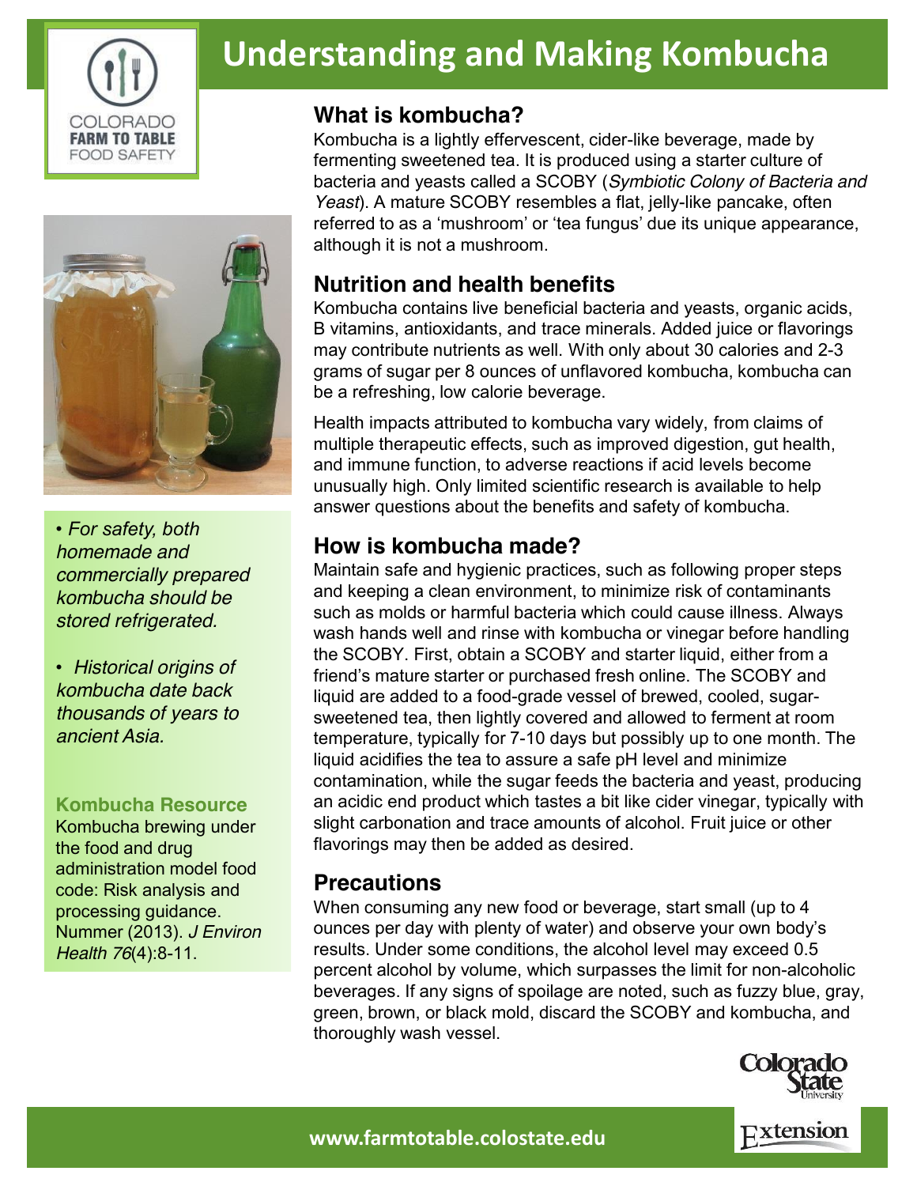# Understanding and Making Kombucha

COLORADO FARM TO TABLE FOOD SAFETY

• *For safety, both homemade and commercially prepared kombucha should be stored refrigerated.*

• *Historical origins of kombucha date back thousands of years to ancient Asia.*

**Kombucha Resource**

Kombucha brewing under the food and drug administration model food code: Risk analysis and processing guidance. Nummer (2013). *J Environ Health 76*(4):8-11.

## What is kombucha?

Kombucha is a lightly effervescent, cider-like beverage, made by fermenting sweetened tea. It is produced using a starter culture of bacteria and yeasts called a SCOBY (*Symbiotic Colony of Bacteria and Yeast*). A mature SCOBY resembles a flat, jelly-like pancake, often referred to as a 'mushroom' or 'tea fungus' due its unique appearance, although it is not a mushroom.

## Nutrition and health benefits

Kombucha contains live beneficial bacteria and yeasts, organic acids, B vitamins, antioxidants, and trace minerals. Added juice or flavorings may contribute nutrients as well. With only about 30 calories and 2-3 grams of sugar per 8 ounces of unflavored kombucha, kombucha can be a refreshing, low calorie beverage.

Health impacts attributed to kombucha vary widely, from claims of multiple therapeutic effects, such as improved digestion, gut health, and immune function, to adverse reactions if acid levels become unusually high. Only limited scientific research is available to help answer questions about the benefits and safety of kombucha.

## How is kombucha made?

Maintain safe and hygienic practices, such as following proper steps and keeping a clean environment, to minimize risk of contaminants such as molds or harmful bacteria which could cause illness. Always wash hands well and rinse with kombucha or vinegar before handling the SCOBY. First, obtain a SCOBY and starter liquid, either from a friend's mature starter or purchased fresh online. The SCOBY and liquid are added to a food-grade vessel of brewed, cooled, sugar-sweetened tea, then lightly covered and allowed to ferment at room temperature, typically for 7-10 days but possibly up to one month. The liquid acidifies the tea to assure a safe pH level and minimize contamination, while the sugar feeds the bacteria and yeast, producing an acidic end product which tastes a bit like cider vinegar, typically with slight carbonation and trace amounts of alcohol. Fruit juice or other flavorings may then be added as desired.

## Precautions

When consuming any new food or beverage, start small (up to 4 ounces per day with plenty of water) and observe your own body's results. Under some conditions, the alcohol level may exceed 0.5 percent alcohol by volume, which surpasses the limit for non-alcoholic beverages. If any signs of spoilage are noted, such as fuzzy blue, gray, green, brown, or black mold, discard the SCOBY and kombucha, and thoroughly wash vessel.

Colorado State University Extension

www.farmtotable.colostate.edu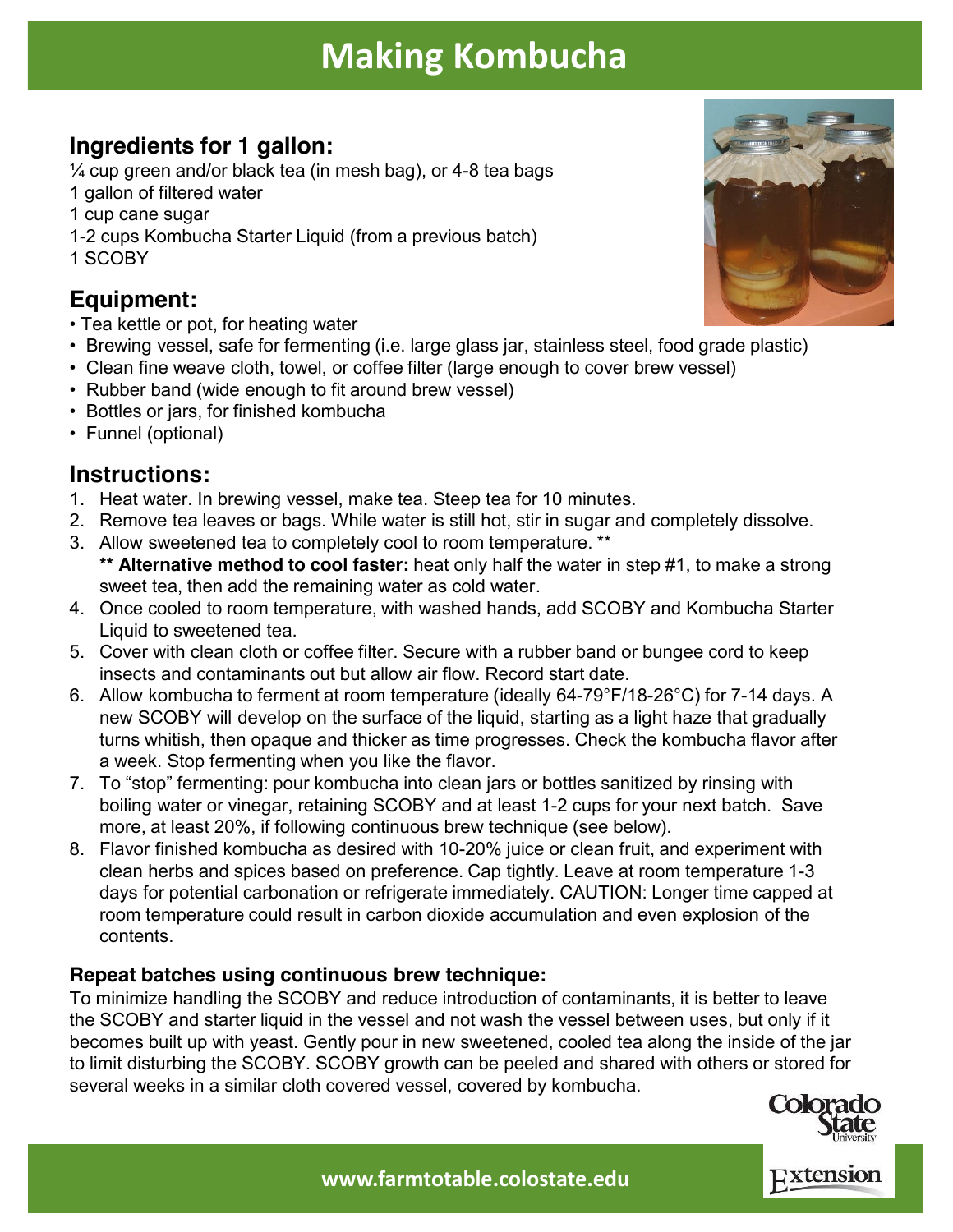# Making Kombucha

## Ingredients for 1 gallon:

¼ cup green and/or black tea (in mesh bag), or 4-8 tea bags
1 gallon of filtered water
1 cup cane sugar
1-2 cups Kombucha Starter Liquid (from a previous batch)
1 SCOBY

## Equipment:

- Tea kettle or pot, for heating water
- Brewing vessel, safe for fermenting (i.e. large glass jar, stainless steel, food grade plastic)
- Clean fine weave cloth, towel, or coffee filter (large enough to cover brew vessel)
- Rubber band (wide enough to fit around brew vessel)
- Bottles or jars, for finished kombucha
- Funnel (optional)

## Instructions:

1. Heat water. In brewing vessel, make tea. Steep tea for 10 minutes.
2. Remove tea leaves or bags. While water is still hot, stir in sugar and completely dissolve.
3. Allow sweetened tea to completely cool to room temperature. **
   **** Alternative method to cool faster:** heat only half the water in step #1, to make a strong sweet tea, then add the remaining water as cold water.
4. Once cooled to room temperature, with washed hands, add SCOBY and Kombucha Starter Liquid to sweetened tea.
5. Cover with clean cloth or coffee filter. Secure with a rubber band or bungee cord to keep insects and contaminants out but allow air flow. Record start date.
6. Allow kombucha to ferment at room temperature (ideally 64-79°F/18-26°C) for 7-14 days. A new SCOBY will develop on the surface of the liquid, starting as a light haze that gradually turns whitish, then opaque and thicker as time progresses. Check the kombucha flavor after a week. Stop fermenting when you like the flavor.
7. To "stop" fermenting: pour kombucha into clean jars or bottles sanitized by rinsing with boiling water or vinegar, retaining SCOBY and at least 1-2 cups for your next batch. Save more, at least 20%, if following continuous brew technique (see below).
8. Flavor finished kombucha as desired with 10-20% juice or clean fruit, and experiment with clean herbs and spices based on preference. Cap tightly. Leave at room temperature 1-3 days for potential carbonation or refrigerate immediately. CAUTION: Longer time capped at room temperature could result in carbon dioxide accumulation and even explosion of the contents.

### Repeat batches using continuous brew technique:

To minimize handling the SCOBY and reduce introduction of contaminants, it is better to leave the SCOBY and starter liquid in the vessel and not wash the vessel between uses, but only if it becomes built up with yeast. Gently pour in new sweetened, cooled tea along the inside of the jar to limit disturbing the SCOBY. SCOBY growth can be peeled and shared with others or stored for several weeks in a similar cloth covered vessel, covered by kombucha.

Colorado State University Extension

www.farmtotable.colostate.edu